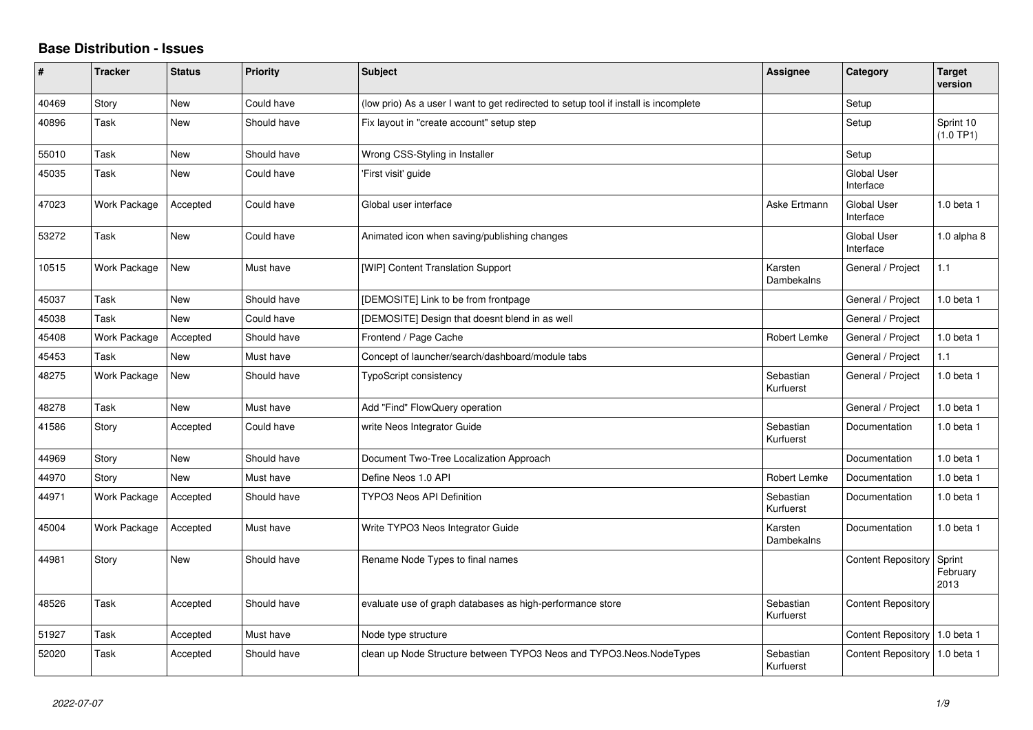# Base Distribution - Issues

| # | Tracker | Status | Priority | Subject | Assignee | Category | Target version |
|---|---|---|---|---|---|---|---|
| 40469 | Story | New | Could have | (low prio) As a user I want to get redirected to setup tool if install is incomplete | | Setup | |
| 40896 | Task | New | Should have | Fix layout in "create account" setup step | | Setup | Sprint 10 (1.0 TP1) |
| 55010 | Task | New | Should have | Wrong CSS-Styling in Installer | | Setup | |
| 45035 | Task | New | Could have | 'First visit' guide | | Global User Interface | |
| 47023 | Work Package | Accepted | Could have | Global user interface | Aske Ertmann | Global User Interface | 1.0 beta 1 |
| 53272 | Task | New | Could have | Animated icon when saving/publishing changes | | Global User Interface | 1.0 alpha 8 |
| 10515 | Work Package | New | Must have | [WIP] Content Translation Support | Karsten Dambekalns | General / Project | 1.1 |
| 45037 | Task | New | Should have | [DEMOSITE] Link to be from frontpage | | General / Project | 1.0 beta 1 |
| 45038 | Task | New | Could have | [DEMOSITE] Design that doesnt blend in as well | | General / Project | |
| 45408 | Work Package | Accepted | Should have | Frontend / Page Cache | Robert Lemke | General / Project | 1.0 beta 1 |
| 45453 | Task | New | Must have | Concept of launcher/search/dashboard/module tabs | | General / Project | 1.1 |
| 48275 | Work Package | New | Should have | TypoScript consistency | Sebastian Kurfuerst | General / Project | 1.0 beta 1 |
| 48278 | Task | New | Must have | Add "Find" FlowQuery operation | | General / Project | 1.0 beta 1 |
| 41586 | Story | Accepted | Could have | write Neos Integrator Guide | Sebastian Kurfuerst | Documentation | 1.0 beta 1 |
| 44969 | Story | New | Should have | Document Two-Tree Localization Approach | | Documentation | 1.0 beta 1 |
| 44970 | Story | New | Must have | Define Neos 1.0 API | Robert Lemke | Documentation | 1.0 beta 1 |
| 44971 | Work Package | Accepted | Should have | TYPO3 Neos API Definition | Sebastian Kurfuerst | Documentation | 1.0 beta 1 |
| 45004 | Work Package | Accepted | Must have | Write TYPO3 Neos Integrator Guide | Karsten Dambekalns | Documentation | 1.0 beta 1 |
| 44981 | Story | New | Should have | Rename Node Types to final names | | Content Repository | Sprint February 2013 |
| 48526 | Task | Accepted | Should have | evaluate use of graph databases as high-performance store | Sebastian Kurfuerst | Content Repository | |
| 51927 | Task | Accepted | Must have | Node type structure | | Content Repository | 1.0 beta 1 |
| 52020 | Task | Accepted | Should have | clean up Node Structure between TYPO3 Neos and TYPO3.Neos.NodeTypes | Sebastian Kurfuerst | Content Repository | 1.0 beta 1 |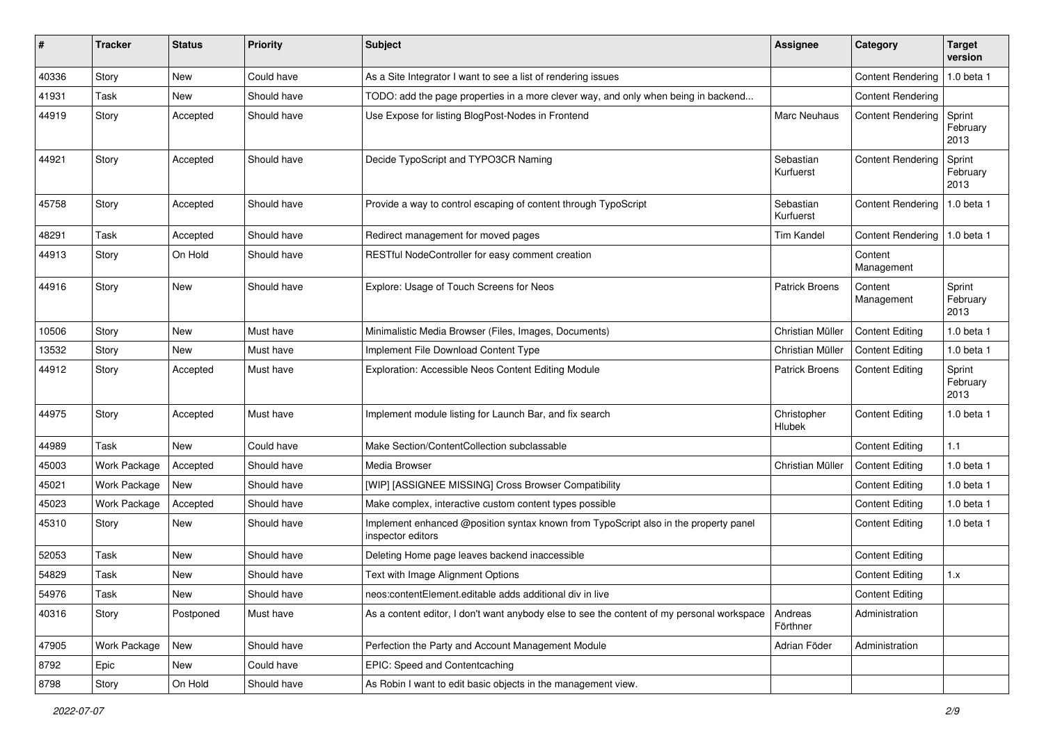| # | Tracker | Status | Priority | Subject | Assignee | Category | Target version |
|---|---|---|---|---|---|---|---|
| 40336 | Story | New | Could have | As a Site Integrator I want to see a list of rendering issues | | Content Rendering | 1.0 beta 1 |
| 41931 | Task | New | Should have | TODO: add the page properties in a more clever way, and only when being in backend... | | Content Rendering | |
| 44919 | Story | Accepted | Should have | Use Expose for listing BlogPost-Nodes in Frontend | Marc Neuhaus | Content Rendering | Sprint February 2013 |
| 44921 | Story | Accepted | Should have | Decide TypoScript and TYPO3CR Naming | Sebastian Kurfuerst | Content Rendering | Sprint February 2013 |
| 45758 | Story | Accepted | Should have | Provide a way to control escaping of content through TypoScript | Sebastian Kurfuerst | Content Rendering | 1.0 beta 1 |
| 48291 | Task | Accepted | Should have | Redirect management for moved pages | Tim Kandel | Content Rendering | 1.0 beta 1 |
| 44913 | Story | On Hold | Should have | RESTful NodeController for easy comment creation | | Content Management | |
| 44916 | Story | New | Should have | Explore: Usage of Touch Screens for Neos | Patrick Broens | Content Management | Sprint February 2013 |
| 10506 | Story | New | Must have | Minimalistic Media Browser (Files, Images, Documents) | Christian Müller | Content Editing | 1.0 beta 1 |
| 13532 | Story | New | Must have | Implement File Download Content Type | Christian Müller | Content Editing | 1.0 beta 1 |
| 44912 | Story | Accepted | Must have | Exploration: Accessible Neos Content Editing Module | Patrick Broens | Content Editing | Sprint February 2013 |
| 44975 | Story | Accepted | Must have | Implement module listing for Launch Bar, and fix search | Christopher Hlubek | Content Editing | 1.0 beta 1 |
| 44989 | Task | New | Could have | Make Section/ContentCollection subclassable | | Content Editing | 1.1 |
| 45003 | Work Package | Accepted | Should have | Media Browser | Christian Müller | Content Editing | 1.0 beta 1 |
| 45021 | Work Package | New | Should have | [WIP] [ASSIGNEE MISSING] Cross Browser Compatibility | | Content Editing | 1.0 beta 1 |
| 45023 | Work Package | Accepted | Should have | Make complex, interactive custom content types possible | | Content Editing | 1.0 beta 1 |
| 45310 | Story | New | Should have | Implement enhanced @position syntax known from TypoScript also in the property panel inspector editors | | Content Editing | 1.0 beta 1 |
| 52053 | Task | New | Should have | Deleting Home page leaves backend inaccessible | | Content Editing | |
| 54829 | Task | New | Should have | Text with Image Alignment Options | | Content Editing | 1.x |
| 54976 | Task | New | Should have | neos:contentElement.editable adds additional div in live | | Content Editing | |
| 40316 | Story | Postponed | Must have | As a content editor, I don't want anybody else to see the content of my personal workspace | Andreas Förthner | Administration | |
| 47905 | Work Package | New | Should have | Perfection the Party and Account Management Module | Adrian Föder | Administration | |
| 8792 | Epic | New | Could have | EPIC: Speed and Contentcaching | | | |
| 8798 | Story | On Hold | Should have | As Robin I want to edit basic objects in the management view. | | | |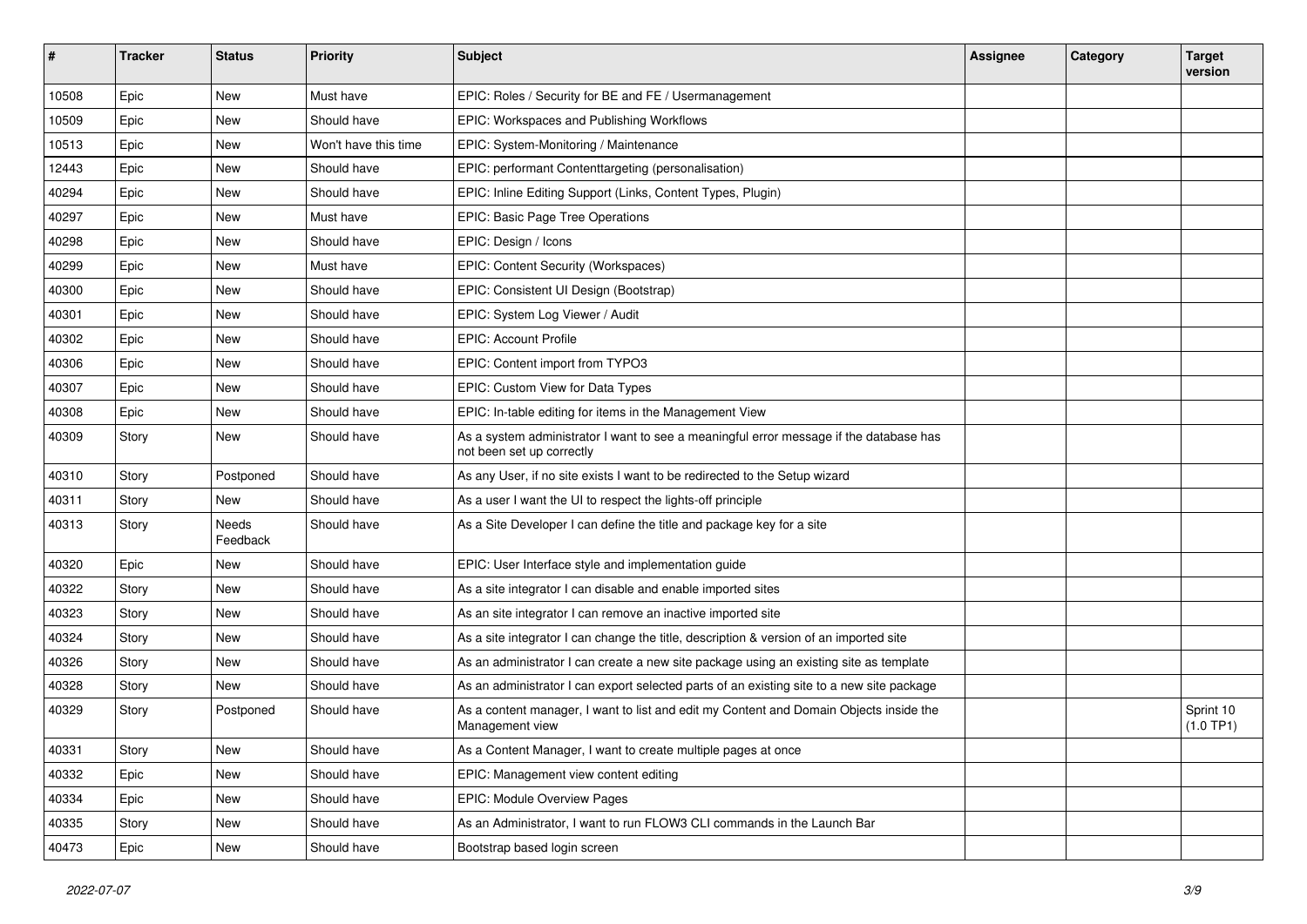| # | Tracker | Status | Priority | Subject | Assignee | Category | Target version |
|---|---|---|---|---|---|---|---|
| 10508 | Epic | New | Must have | EPIC: Roles / Security for BE and FE / Usermanagement | | | |
| 10509 | Epic | New | Should have | EPIC: Workspaces and Publishing Workflows | | | |
| 10513 | Epic | New | Won't have this time | EPIC: System-Monitoring / Maintenance | | | |
| 12443 | Epic | New | Should have | EPIC: performant Contenttargeting (personalisation) | | | |
| 40294 | Epic | New | Should have | EPIC: Inline Editing Support (Links, Content Types, Plugin) | | | |
| 40297 | Epic | New | Must have | EPIC: Basic Page Tree Operations | | | |
| 40298 | Epic | New | Should have | EPIC: Design / Icons | | | |
| 40299 | Epic | New | Must have | EPIC: Content Security (Workspaces) | | | |
| 40300 | Epic | New | Should have | EPIC: Consistent UI Design (Bootstrap) | | | |
| 40301 | Epic | New | Should have | EPIC: System Log Viewer / Audit | | | |
| 40302 | Epic | New | Should have | EPIC: Account Profile | | | |
| 40306 | Epic | New | Should have | EPIC: Content import from TYPO3 | | | |
| 40307 | Epic | New | Should have | EPIC: Custom View for Data Types | | | |
| 40308 | Epic | New | Should have | EPIC: In-table editing for items in the Management View | | | |
| 40309 | Story | New | Should have | As a system administrator I want to see a meaningful error message if the database has not been set up correctly | | | |
| 40310 | Story | Postponed | Should have | As any User, if no site exists I want to be redirected to the Setup wizard | | | |
| 40311 | Story | New | Should have | As a user I want the UI to respect the lights-off principle | | | |
| 40313 | Story | Needs Feedback | Should have | As a Site Developer I can define the title and package key for a site | | | |
| 40320 | Epic | New | Should have | EPIC: User Interface style and implementation guide | | | |
| 40322 | Story | New | Should have | As a site integrator I can disable and enable imported sites | | | |
| 40323 | Story | New | Should have | As an site integrator I can remove an inactive imported site | | | |
| 40324 | Story | New | Should have | As a site integrator I can change the title, description & version of an imported site | | | |
| 40326 | Story | New | Should have | As an administrator I can create a new site package using an existing site as template | | | |
| 40328 | Story | New | Should have | As an administrator I can export selected parts of an existing site to a new site package | | | |
| 40329 | Story | Postponed | Should have | As a content manager, I want to list and edit my Content and Domain Objects inside the Management view | | | Sprint 10 (1.0 TP1) |
| 40331 | Story | New | Should have | As a Content Manager, I want to create multiple pages at once | | | |
| 40332 | Epic | New | Should have | EPIC: Management view content editing | | | |
| 40334 | Epic | New | Should have | EPIC: Module Overview Pages | | | |
| 40335 | Story | New | Should have | As an Administrator, I want to run FLOW3 CLI commands in the Launch Bar | | | |
| 40473 | Epic | New | Should have | Bootstrap based login screen | | | |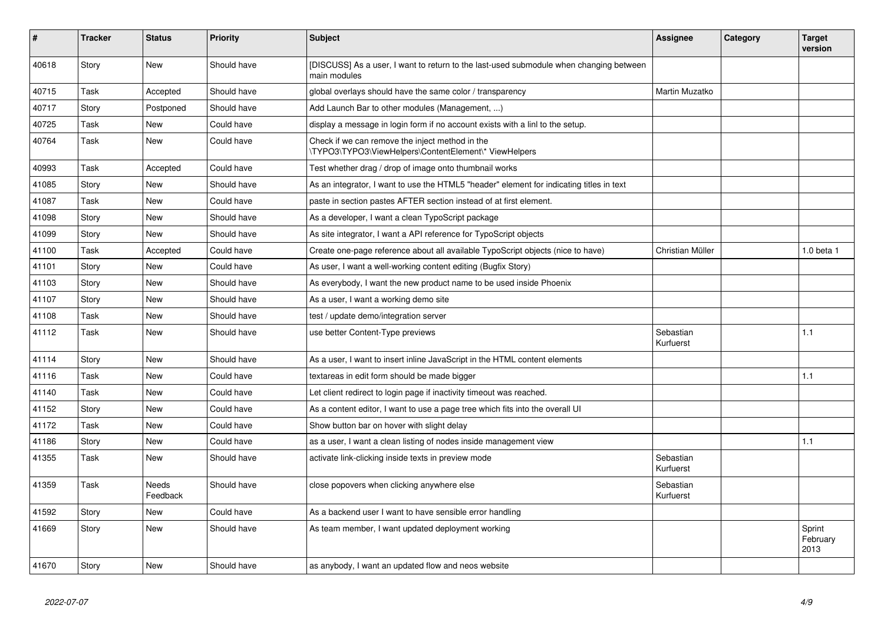| # | Tracker | Status | Priority | Subject | Assignee | Category | Target version |
|---|---|---|---|---|---|---|---|
| 40618 | Story | New | Should have | [DISCUSS] As a user, I want to return to the last-used submodule when changing between main modules | | | |
| 40715 | Task | Accepted | Should have | global overlays should have the same color / transparency | Martin Muzatko | | |
| 40717 | Story | Postponed | Should have | Add Launch Bar to other modules (Management, ...) | | | |
| 40725 | Task | New | Could have | display a message in login form if no account exists with a linl to the setup. | | | |
| 40764 | Task | New | Could have | Check if we can remove the inject method in the \TYPO3\TYPO3\ViewHelpers\ContentElement\* ViewHelpers | | | |
| 40993 | Task | Accepted | Could have | Test whether drag / drop of image onto thumbnail works | | | |
| 41085 | Story | New | Should have | As an integrator, I want to use the HTML5 "header" element for indicating titles in text | | | |
| 41087 | Task | New | Could have | paste in section pastes AFTER section instead of at first element. | | | |
| 41098 | Story | New | Should have | As a developer, I want a clean TypoScript package | | | |
| 41099 | Story | New | Should have | As site integrator, I want a API reference for TypoScript objects | | | |
| 41100 | Task | Accepted | Could have | Create one-page reference about all available TypoScript objects (nice to have) | Christian Müller | | 1.0 beta 1 |
| 41101 | Story | New | Could have | As user, I want a well-working content editing (Bugfix Story) | | | |
| 41103 | Story | New | Should have | As everybody, I want the new product name to be used inside Phoenix | | | |
| 41107 | Story | New | Should have | As a user, I want a working demo site | | | |
| 41108 | Task | New | Should have | test / update demo/integration server | | | |
| 41112 | Task | New | Should have | use better Content-Type previews | Sebastian Kurfuerst | | 1.1 |
| 41114 | Story | New | Should have | As a user, I want to insert inline JavaScript in the HTML content elements | | | |
| 41116 | Task | New | Could have | textareas in edit form should be made bigger | | | 1.1 |
| 41140 | Task | New | Could have | Let client redirect to login page if inactivity timeout was reached. | | | |
| 41152 | Story | New | Could have | As a content editor, I want to use a page tree which fits into the overall UI | | | |
| 41172 | Task | New | Could have | Show button bar on hover with slight delay | | | |
| 41186 | Story | New | Could have | as a user, I want a clean listing of nodes inside management view | | | 1.1 |
| 41355 | Task | New | Should have | activate link-clicking inside texts in preview mode | Sebastian Kurfuerst | | |
| 41359 | Task | Needs Feedback | Should have | close popovers when clicking anywhere else | Sebastian Kurfuerst | | |
| 41592 | Story | New | Could have | As a backend user I want to have sensible error handling | | | |
| 41669 | Story | New | Should have | As team member, I want updated deployment working | | | Sprint February 2013 |
| 41670 | Story | New | Should have | as anybody, I want an updated flow and neos website | | | |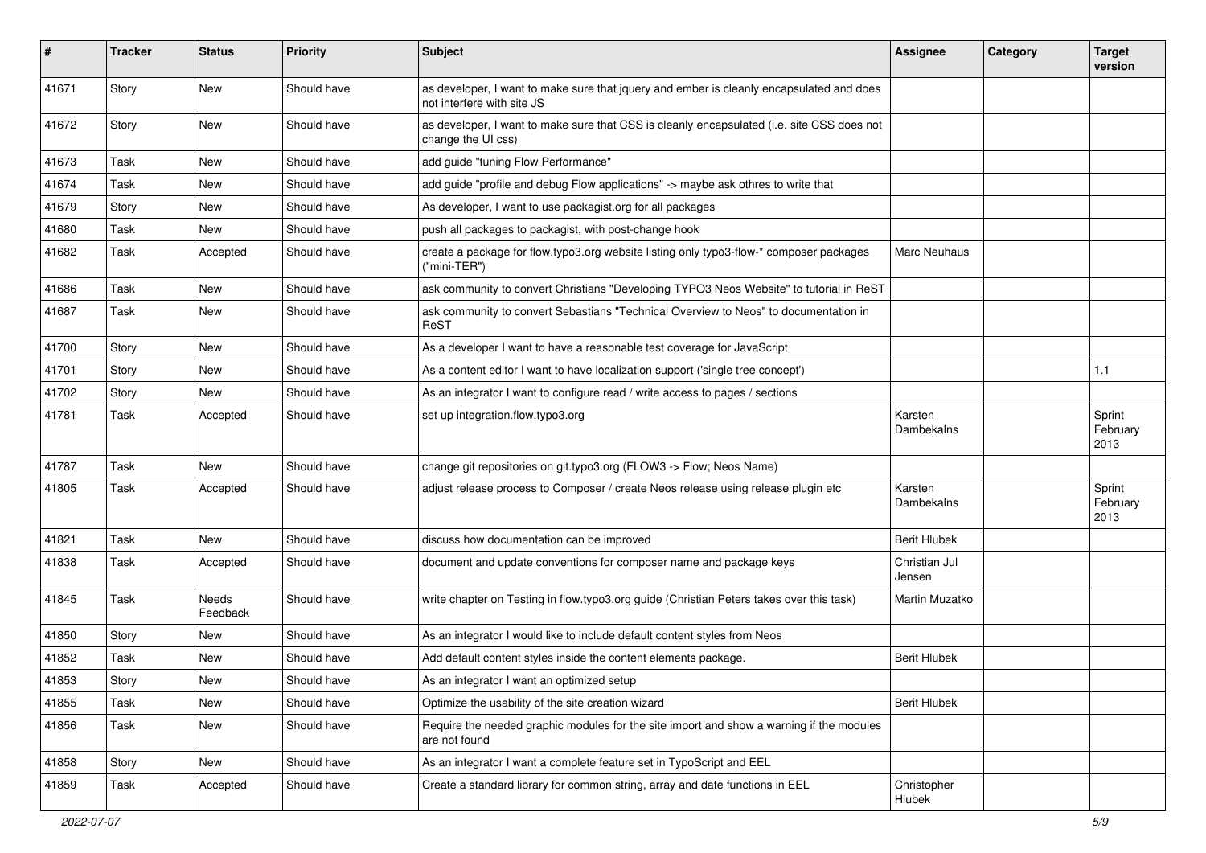| # | Tracker | Status | Priority | Subject | Assignee | Category | Target version |
|---|---|---|---|---|---|---|---|
| 41671 | Story | New | Should have | as developer, I want to make sure that jquery and ember is cleanly encapsulated and does not interfere with site JS | | | |
| 41672 | Story | New | Should have | as developer, I want to make sure that CSS is cleanly encapsulated (i.e. site CSS does not change the UI css) | | | |
| 41673 | Task | New | Should have | add guide "tuning Flow Performance" | | | |
| 41674 | Task | New | Should have | add guide "profile and debug Flow applications" -> maybe ask othres to write that | | | |
| 41679 | Story | New | Should have | As developer, I want to use packagist.org for all packages | | | |
| 41680 | Task | New | Should have | push all packages to packagist, with post-change hook | | | |
| 41682 | Task | Accepted | Should have | create a package for flow.typo3.org website listing only typo3-flow-* composer packages ("mini-TER") | Marc Neuhaus | | |
| 41686 | Task | New | Should have | ask community to convert Christians "Developing TYPO3 Neos Website" to tutorial in ReST | | | |
| 41687 | Task | New | Should have | ask community to convert Sebastians "Technical Overview to Neos" to documentation in ReST | | | |
| 41700 | Story | New | Should have | As a developer I want to have a reasonable test coverage for JavaScript | | | |
| 41701 | Story | New | Should have | As a content editor I want to have localization support ('single tree concept') | | | 1.1 |
| 41702 | Story | New | Should have | As an integrator I want to configure read / write access to pages / sections | | | |
| 41781 | Task | Accepted | Should have | set up integration.flow.typo3.org | Karsten Dambekalns | | Sprint February 2013 |
| 41787 | Task | New | Should have | change git repositories on git.typo3.org (FLOW3 -> Flow; Neos Name) | | | |
| 41805 | Task | Accepted | Should have | adjust release process to Composer / create Neos release using release plugin etc | Karsten Dambekalns | | Sprint February 2013 |
| 41821 | Task | New | Should have | discuss how documentation can be improved | Berit Hlubek | | |
| 41838 | Task | Accepted | Should have | document and update conventions for composer name and package keys | Christian Jul Jensen | | |
| 41845 | Task | Needs Feedback | Should have | write chapter on Testing in flow.typo3.org guide (Christian Peters takes over this task) | Martin Muzatko | | |
| 41850 | Story | New | Should have | As an integrator I would like to include default content styles from Neos | | | |
| 41852 | Task | New | Should have | Add default content styles inside the content elements package. | Berit Hlubek | | |
| 41853 | Story | New | Should have | As an integrator I want an optimized setup | | | |
| 41855 | Task | New | Should have | Optimize the usability of the site creation wizard | Berit Hlubek | | |
| 41856 | Task | New | Should have | Require the needed graphic modules for the site import and show a warning if the modules are not found | | | |
| 41858 | Story | New | Should have | As an integrator I want a complete feature set in TypoScript and EEL | | | |
| 41859 | Task | Accepted | Should have | Create a standard library for common string, array and date functions in EEL | Christopher Hlubek | | |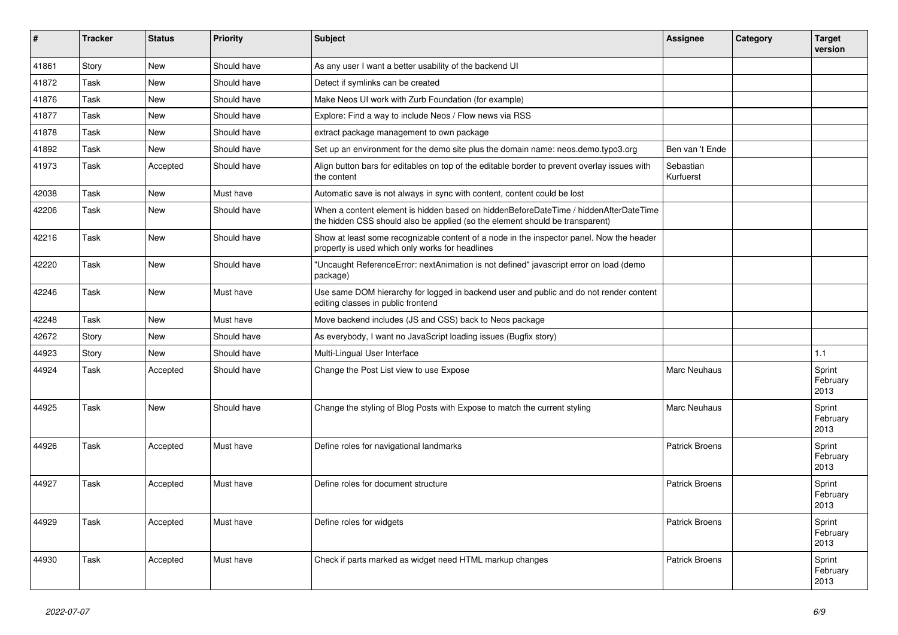| # | Tracker | Status | Priority | Subject | Assignee | Category | Target version |
|---|---|---|---|---|---|---|---|
| 41861 | Story | New | Should have | As any user I want a better usability of the backend UI | | | |
| 41872 | Task | New | Should have | Detect if symlinks can be created | | | |
| 41876 | Task | New | Should have | Make Neos UI work with Zurb Foundation (for example) | | | |
| 41877 | Task | New | Should have | Explore: Find a way to include Neos / Flow news via RSS | | | |
| 41878 | Task | New | Should have | extract package management to own package | | | |
| 41892 | Task | New | Should have | Set up an environment for the demo site plus the domain name: neos.demo.typo3.org | Ben van 't Ende | | |
| 41973 | Task | Accepted | Should have | Align button bars for editables on top of the editable border to prevent overlay issues with the content | Sebastian Kurfuerst | | |
| 42038 | Task | New | Must have | Automatic save is not always in sync with content, content could be lost | | | |
| 42206 | Task | New | Should have | When a content element is hidden based on hiddenBeforeDateTime / hiddenAfterDateTime the hidden CSS should also be applied (so the element should be transparent) | | | |
| 42216 | Task | New | Should have | Show at least some recognizable content of a node in the inspector panel. Now the header property is used which only works for headlines | | | |
| 42220 | Task | New | Should have | "Uncaught ReferenceError: nextAnimation is not defined" javascript error on load (demo package) | | | |
| 42246 | Task | New | Must have | Use same DOM hierarchy for logged in backend user and public and do not render content editing classes in public frontend | | | |
| 42248 | Task | New | Must have | Move backend includes (JS and CSS) back to Neos package | | | |
| 42672 | Story | New | Should have | As everybody, I want no JavaScript loading issues (Bugfix story) | | | |
| 44923 | Story | New | Should have | Multi-Lingual User Interface | | | 1.1 |
| 44924 | Task | Accepted | Should have | Change the Post List view to use Expose | Marc Neuhaus | | Sprint February 2013 |
| 44925 | Task | New | Should have | Change the styling of Blog Posts with Expose to match the current styling | Marc Neuhaus | | Sprint February 2013 |
| 44926 | Task | Accepted | Must have | Define roles for navigational landmarks | Patrick Broens | | Sprint February 2013 |
| 44927 | Task | Accepted | Must have | Define roles for document structure | Patrick Broens | | Sprint February 2013 |
| 44929 | Task | Accepted | Must have | Define roles for widgets | Patrick Broens | | Sprint February 2013 |
| 44930 | Task | Accepted | Must have | Check if parts marked as widget need HTML markup changes | Patrick Broens | | Sprint February 2013 |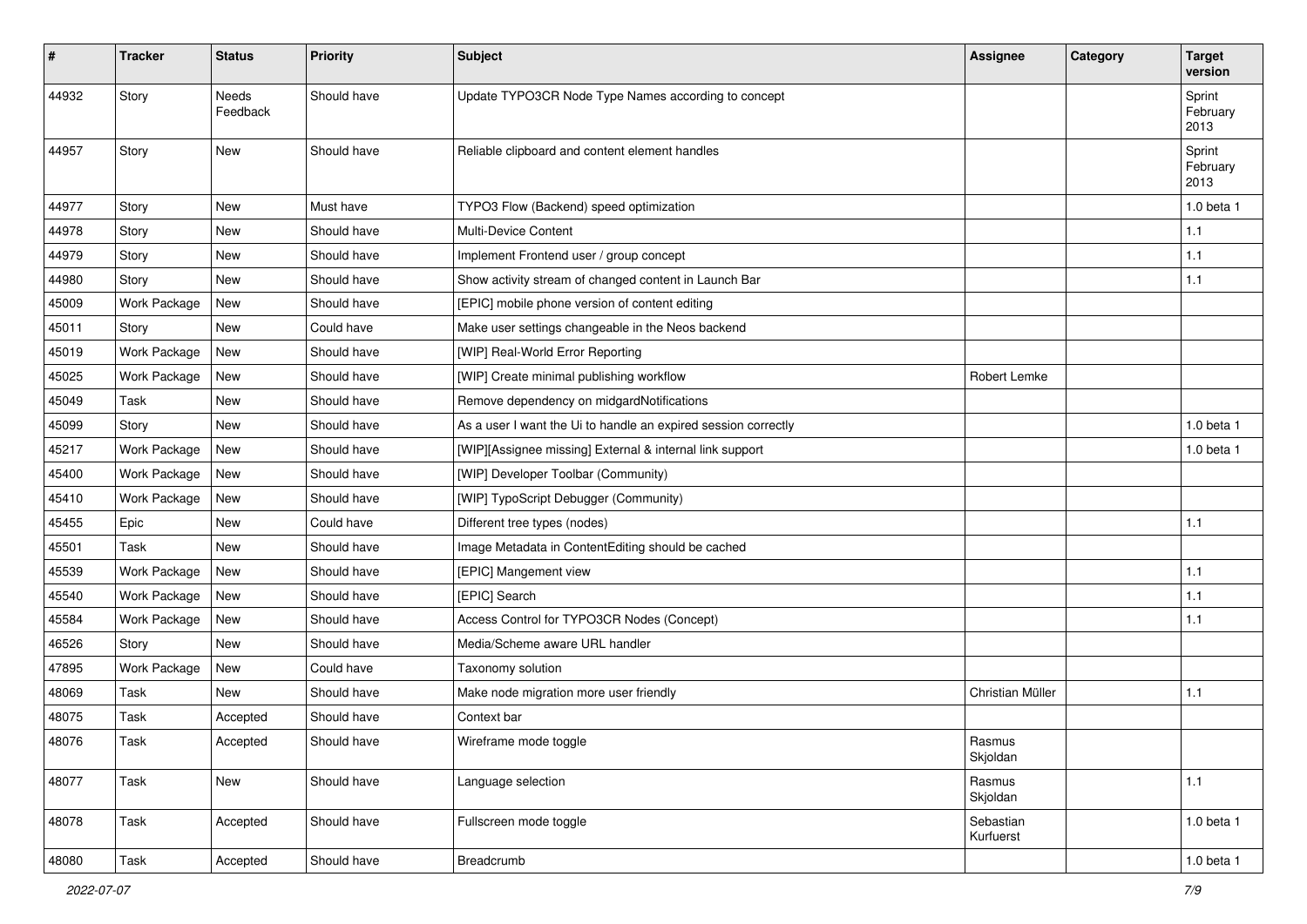| # | Tracker | Status | Priority | Subject | Assignee | Category | Target version |
|---|---|---|---|---|---|---|---|
| 44932 | Story | Needs Feedback | Should have | Update TYPO3CR Node Type Names according to concept | | | Sprint February 2013 |
| 44957 | Story | New | Should have | Reliable clipboard and content element handles | | | Sprint February 2013 |
| 44977 | Story | New | Must have | TYPO3 Flow (Backend) speed optimization | | | 1.0 beta 1 |
| 44978 | Story | New | Should have | Multi-Device Content | | | 1.1 |
| 44979 | Story | New | Should have | Implement Frontend user / group concept | | | 1.1 |
| 44980 | Story | New | Should have | Show activity stream of changed content in Launch Bar | | | 1.1 |
| 45009 | Work Package | New | Should have | [EPIC] mobile phone version of content editing | | | |
| 45011 | Story | New | Could have | Make user settings changeable in the Neos backend | | | |
| 45019 | Work Package | New | Should have | [WIP] Real-World Error Reporting | | | |
| 45025 | Work Package | New | Should have | [WIP] Create minimal publishing workflow | Robert Lemke | | |
| 45049 | Task | New | Should have | Remove dependency on midgardNotifications | | | |
| 45099 | Story | New | Should have | As a user I want the Ui to handle an expired session correctly | | | 1.0 beta 1 |
| 45217 | Work Package | New | Should have | [WIP][Assignee missing] External & internal link support | | | 1.0 beta 1 |
| 45400 | Work Package | New | Should have | [WIP] Developer Toolbar (Community) | | | |
| 45410 | Work Package | New | Should have | [WIP] TypoScript Debugger (Community) | | | |
| 45455 | Epic | New | Could have | Different tree types (nodes) | | | 1.1 |
| 45501 | Task | New | Should have | Image Metadata in ContentEditing should be cached | | | |
| 45539 | Work Package | New | Should have | [EPIC] Mangement view | | | 1.1 |
| 45540 | Work Package | New | Should have | [EPIC] Search | | | 1.1 |
| 45584 | Work Package | New | Should have | Access Control for TYPO3CR Nodes (Concept) | | | 1.1 |
| 46526 | Story | New | Should have | Media/Scheme aware URL handler | | | |
| 47895 | Work Package | New | Could have | Taxonomy solution | | | |
| 48069 | Task | New | Should have | Make node migration more user friendly | Christian Müller | | 1.1 |
| 48075 | Task | Accepted | Should have | Context bar | | | |
| 48076 | Task | Accepted | Should have | Wireframe mode toggle | Rasmus Skjoldan | | |
| 48077 | Task | New | Should have | Language selection | Rasmus Skjoldan | | 1.1 |
| 48078 | Task | Accepted | Should have | Fullscreen mode toggle | Sebastian Kurfuerst | | 1.0 beta 1 |
| 48080 | Task | Accepted | Should have | Breadcrumb | | | 1.0 beta 1 |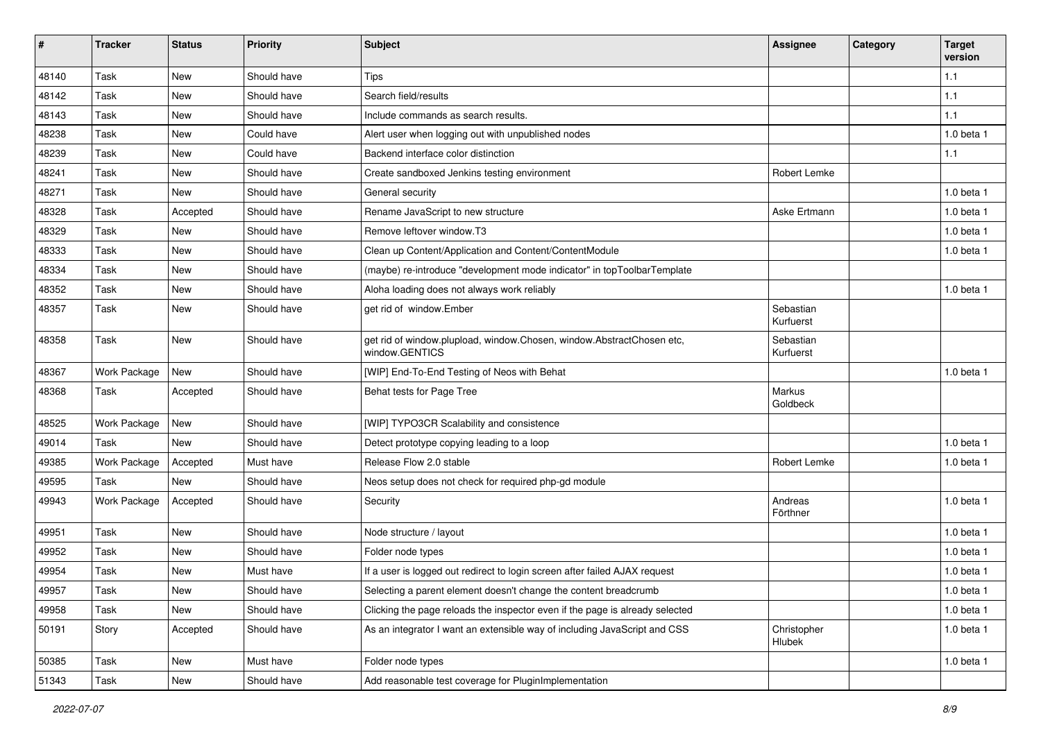| # | Tracker | Status | Priority | Subject | Assignee | Category | Target version |
|---|---|---|---|---|---|---|---|
| 48140 | Task | New | Should have | Tips | | | 1.1 |
| 48142 | Task | New | Should have | Search field/results | | | 1.1 |
| 48143 | Task | New | Should have | Include commands as search results. | | | 1.1 |
| 48238 | Task | New | Could have | Alert user when logging out with unpublished nodes | | | 1.0 beta 1 |
| 48239 | Task | New | Could have | Backend interface color distinction | | | 1.1 |
| 48241 | Task | New | Should have | Create sandboxed Jenkins testing environment | Robert Lemke | | |
| 48271 | Task | New | Should have | General security | | | 1.0 beta 1 |
| 48328 | Task | Accepted | Should have | Rename JavaScript to new structure | Aske Ertmann | | 1.0 beta 1 |
| 48329 | Task | New | Should have | Remove leftover window.T3 | | | 1.0 beta 1 |
| 48333 | Task | New | Should have | Clean up Content/Application and Content/ContentModule | | | 1.0 beta 1 |
| 48334 | Task | New | Should have | (maybe) re-introduce "development mode indicator" in topToolbarTemplate | | | |
| 48352 | Task | New | Should have | Aloha loading does not always work reliably | | | 1.0 beta 1 |
| 48357 | Task | New | Should have | get rid of window.Ember | Sebastian Kurfuerst | | |
| 48358 | Task | New | Should have | get rid of window.plupload, window.Chosen, window.AbstractChosen etc, window.GENTICS | Sebastian Kurfuerst | | |
| 48367 | Work Package | New | Should have | [WIP] End-To-End Testing of Neos with Behat | | | 1.0 beta 1 |
| 48368 | Task | Accepted | Should have | Behat tests for Page Tree | Markus Goldbeck | | |
| 48525 | Work Package | New | Should have | [WIP] TYPO3CR Scalability and consistence | | | |
| 49014 | Task | New | Should have | Detect prototype copying leading to a loop | | | 1.0 beta 1 |
| 49385 | Work Package | Accepted | Must have | Release Flow 2.0 stable | Robert Lemke | | 1.0 beta 1 |
| 49595 | Task | New | Should have | Neos setup does not check for required php-gd module | | | |
| 49943 | Work Package | Accepted | Should have | Security | Andreas Förthner | | 1.0 beta 1 |
| 49951 | Task | New | Should have | Node structure / layout | | | 1.0 beta 1 |
| 49952 | Task | New | Should have | Folder node types | | | 1.0 beta 1 |
| 49954 | Task | New | Must have | If a user is logged out redirect to login screen after failed AJAX request | | | 1.0 beta 1 |
| 49957 | Task | New | Should have | Selecting a parent element doesn't change the content breadcrumb | | | 1.0 beta 1 |
| 49958 | Task | New | Should have | Clicking the page reloads the inspector even if the page is already selected | | | 1.0 beta 1 |
| 50191 | Story | Accepted | Should have | As an integrator I want an extensible way of including JavaScript and CSS | Christopher Hlubek | | 1.0 beta 1 |
| 50385 | Task | New | Must have | Folder node types | | | 1.0 beta 1 |
| 51343 | Task | New | Should have | Add reasonable test coverage for PluginImplementation | | | |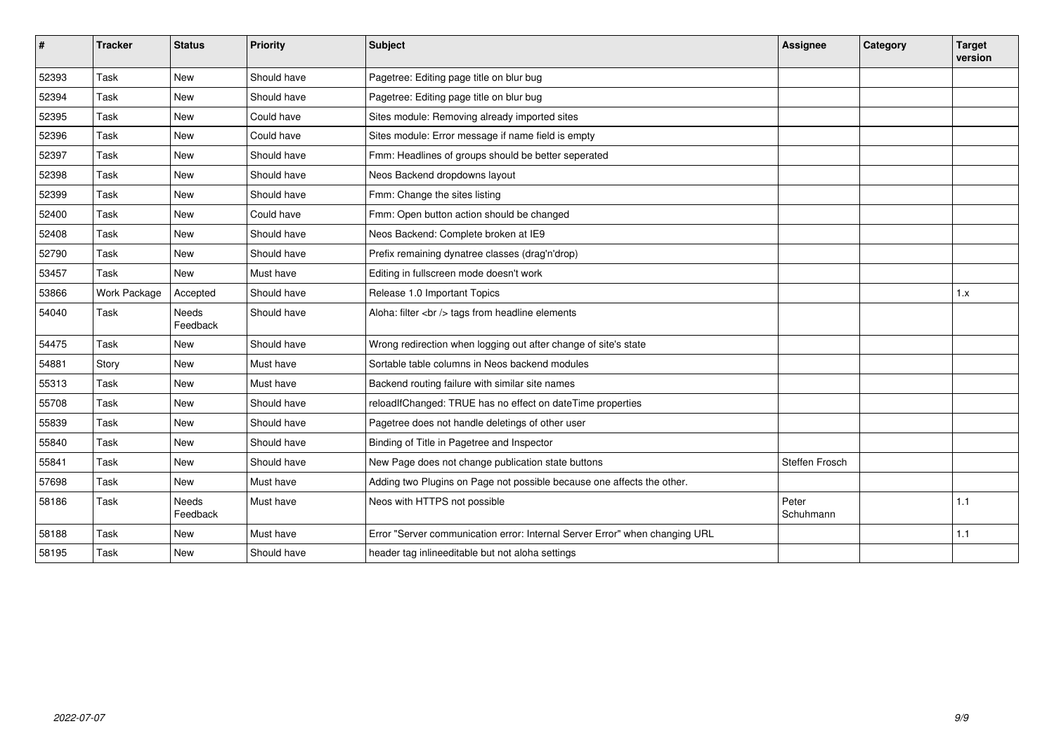| # | Tracker | Status | Priority | Subject | Assignee | Category | Target version |
|---|---|---|---|---|---|---|---|
| 52393 | Task | New | Should have | Pagetree: Editing page title on blur bug | | | |
| 52394 | Task | New | Should have | Pagetree: Editing page title on blur bug | | | |
| 52395 | Task | New | Could have | Sites module: Removing already imported sites | | | |
| 52396 | Task | New | Could have | Sites module: Error message if name field is empty | | | |
| 52397 | Task | New | Should have | Fmm: Headlines of groups should be better seperated | | | |
| 52398 | Task | New | Should have | Neos Backend dropdowns layout | | | |
| 52399 | Task | New | Should have | Fmm: Change the sites listing | | | |
| 52400 | Task | New | Could have | Fmm: Open button action should be changed | | | |
| 52408 | Task | New | Should have | Neos Backend: Complete broken at IE9 | | | |
| 52790 | Task | New | Should have | Prefix remaining dynatree classes (drag'n'drop) | | | |
| 53457 | Task | New | Must have | Editing in fullscreen mode doesn't work | | | |
| 53866 | Work Package | Accepted | Should have | Release 1.0 Important Topics | | | 1.x |
| 54040 | Task | Needs Feedback | Should have | Aloha: filter <br /> tags from headline elements | | | |
| 54475 | Task | New | Should have | Wrong redirection when logging out after change of site's state | | | |
| 54881 | Story | New | Must have | Sortable table columns in Neos backend modules | | | |
| 55313 | Task | New | Must have | Backend routing failure with similar site names | | | |
| 55708 | Task | New | Should have | reloadIfChanged: TRUE has no effect on dateTime properties | | | |
| 55839 | Task | New | Should have | Pagetree does not handle deletings of other user | | | |
| 55840 | Task | New | Should have | Binding of Title in Pagetree and Inspector | | | |
| 55841 | Task | New | Should have | New Page does not change publication state buttons | Steffen Frosch | | |
| 57698 | Task | New | Must have | Adding two Plugins on Page not possible because one affects the other. | | | |
| 58186 | Task | Needs Feedback | Must have | Neos with HTTPS not possible | Peter Schuhmann | | 1.1 |
| 58188 | Task | New | Must have | Error "Server communication error: Internal Server Error" when changing URL | | | 1.1 |
| 58195 | Task | New | Should have | header tag inlineeditable but not aloha settings | | | |